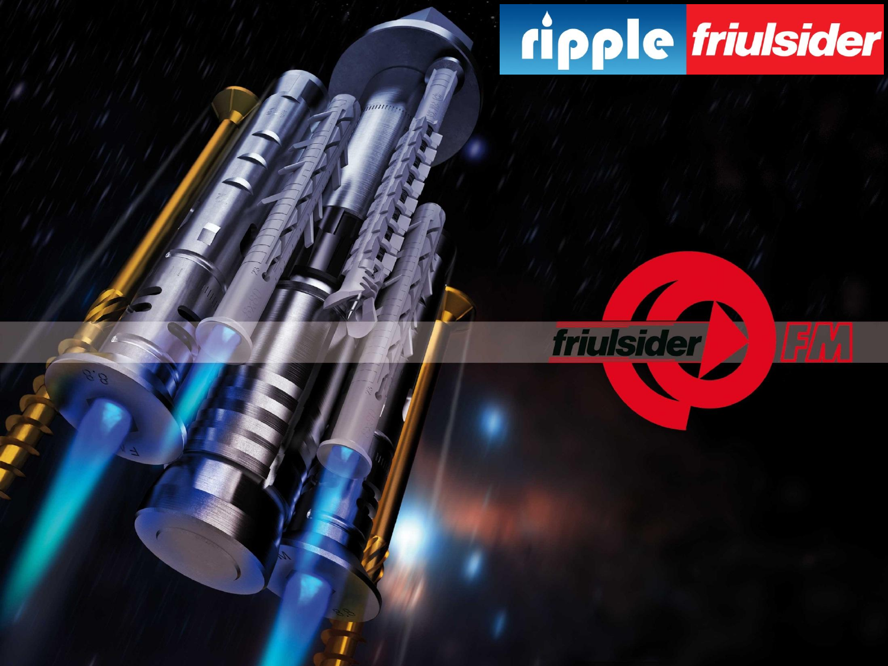ripple friulsider

friulsider FM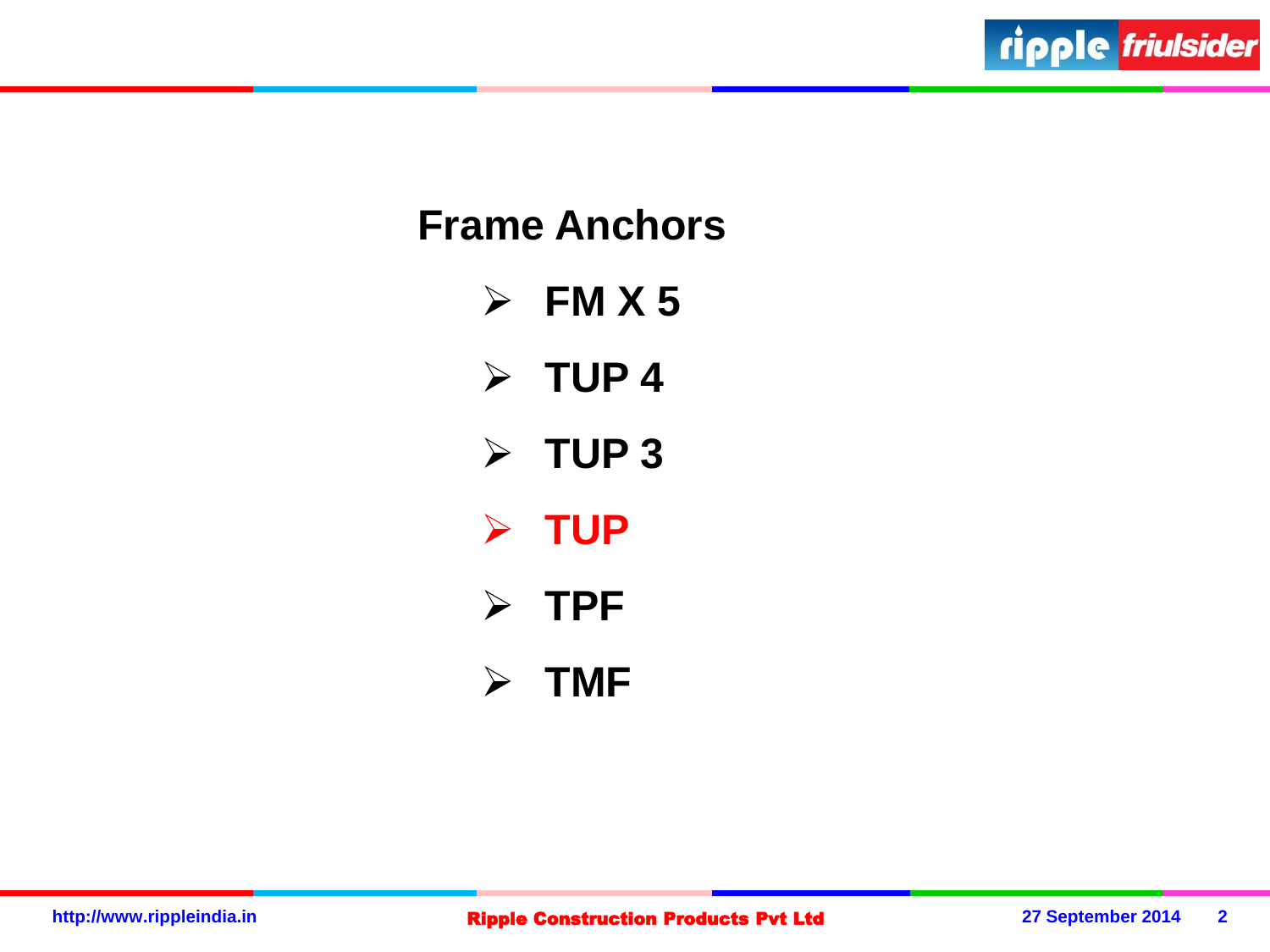## Frame Anchors

- **FM X 5**
- **TUP 4**
- **TUP 3**
- **TUP**
- **TPF**
- **TMF**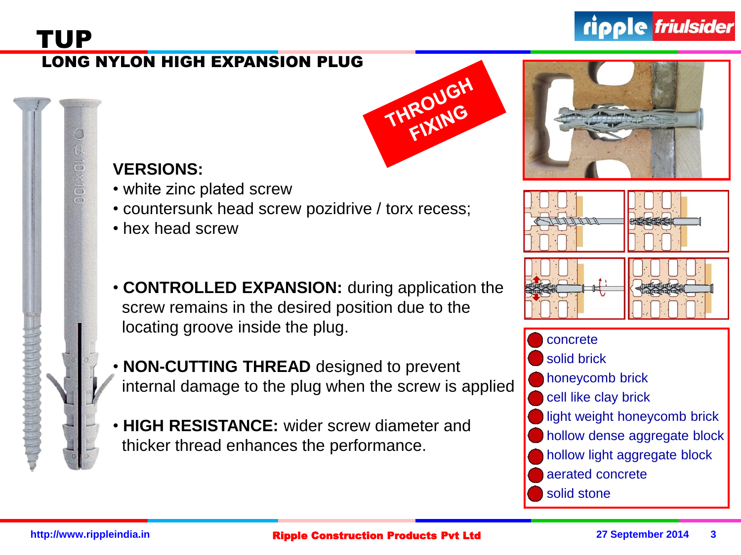# TUP

## LONG NYLON HIGH EXPANSION PLUG

THROUGH FIXING

**VERSIONS:**

- white zinc plated screw
- countersunk head screw pozidrive / torx recess;
- hex head screw

- **CONTROLLED EXPANSION:** during application the screw remains in the desired position due to the locating groove inside the plug.
- **NON-CUTTING THREAD** designed to prevent internal damage to the plug when the screw is applied
- **HIGH RESISTANCE:** wider screw diameter and thicker thread enhances the performance.

- concrete
- solid brick
- honeycomb brick
- cell like clay brick
- light weight honeycomb brick
- hollow dense aggregate block
- hollow light aggregate block
- aerated concrete
- solid stone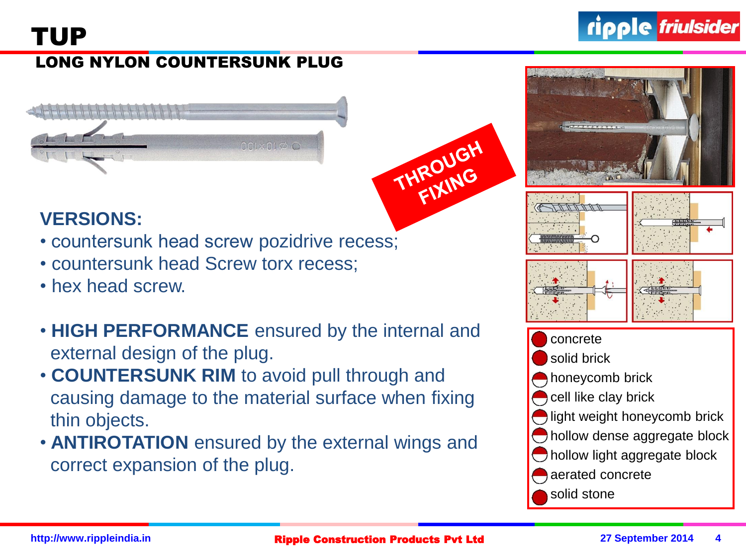# TUP

## LONG NYLON COUNTERSUNK PLUG

THROUGH FIXING

**VERSIONS:**

- countersunk head screw pozidrive recess;
- countersunk head Screw torx recess;
- hex head screw.

- **HIGH PERFORMANCE** ensured by the internal and external design of the plug.
- **COUNTERSUNK RIM** to avoid pull through and causing damage to the material surface when fixing thin objects.
- **ANTIROTATION** ensured by the external wings and correct expansion of the plug.

- concrete
- solid brick
- honeycomb brick
- cell like clay brick
- light weight honeycomb brick
- hollow dense aggregate block
- hollow light aggregate block
- aerated concrete
- solid stone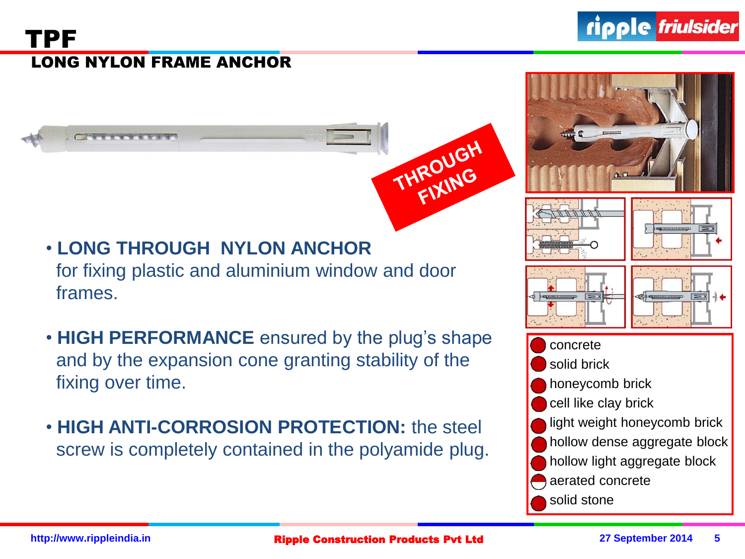# TPF

## LONG NYLON FRAME ANCHOR

THROUGH FIXING

- **LONG THROUGH NYLON ANCHOR** for fixing plastic and aluminium window and door frames.
- **HIGH PERFORMANCE** ensured by the plug's shape and by the expansion cone granting stability of the fixing over time.
- **HIGH ANTI-CORROSION PROTECTION:** the steel screw is completely contained in the polyamide plug.

- concrete
- solid brick
- honeycomb brick
- cell like clay brick
- light weight honeycomb brick
- hollow dense aggregate block
- hollow light aggregate block
- aerated concrete
- solid stone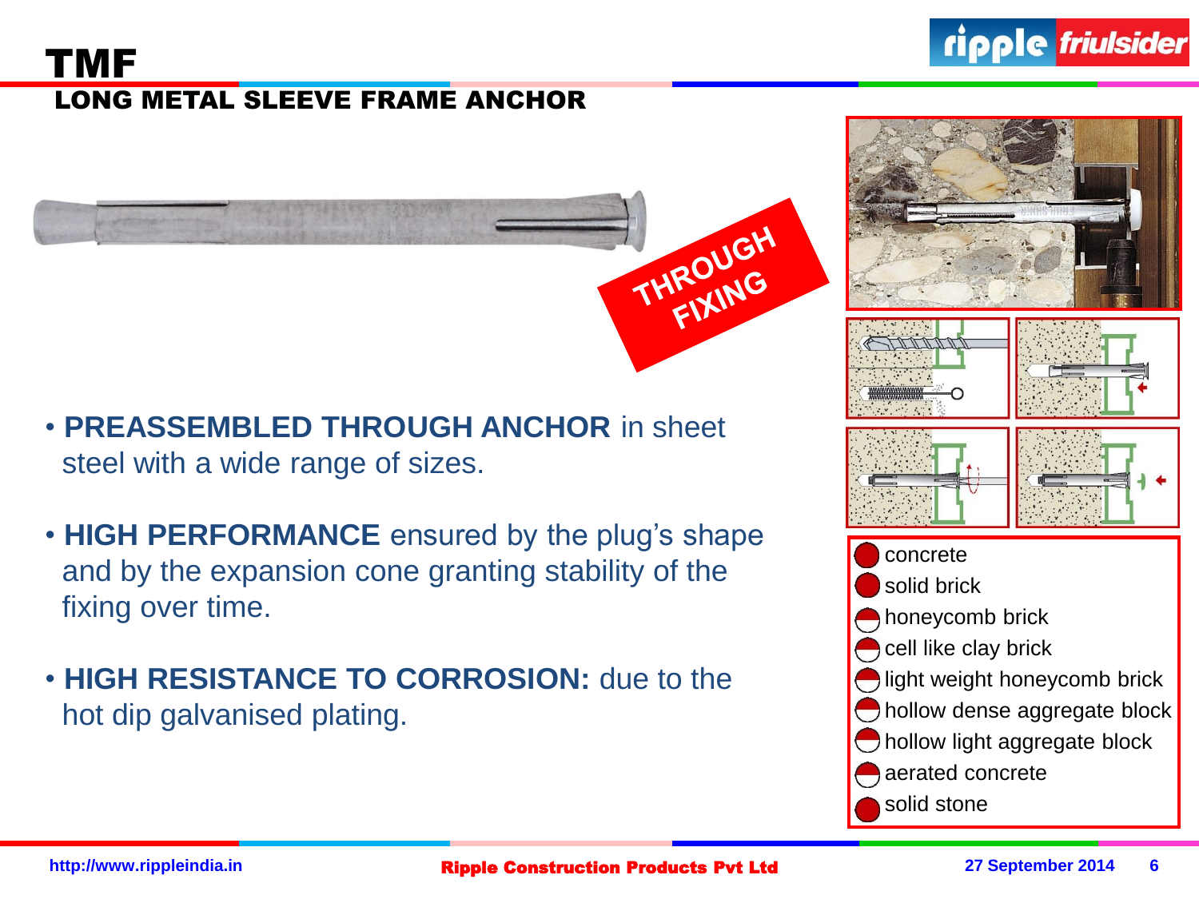# TMF

## LONG METAL SLEEVE FRAME ANCHOR

THROUGH FIXING

- **PREASSEMBLED THROUGH ANCHOR** in sheet steel with a wide range of sizes.
- **HIGH PERFORMANCE** ensured by the plug's shape and by the expansion cone granting stability of the fixing over time.
- **HIGH RESISTANCE TO CORROSION:** due to the hot dip galvanised plating.

- concrete
- solid brick
- honeycomb brick
- cell like clay brick
- light weight honeycomb brick
- hollow dense aggregate block
- hollow light aggregate block
- aerated concrete
- solid stone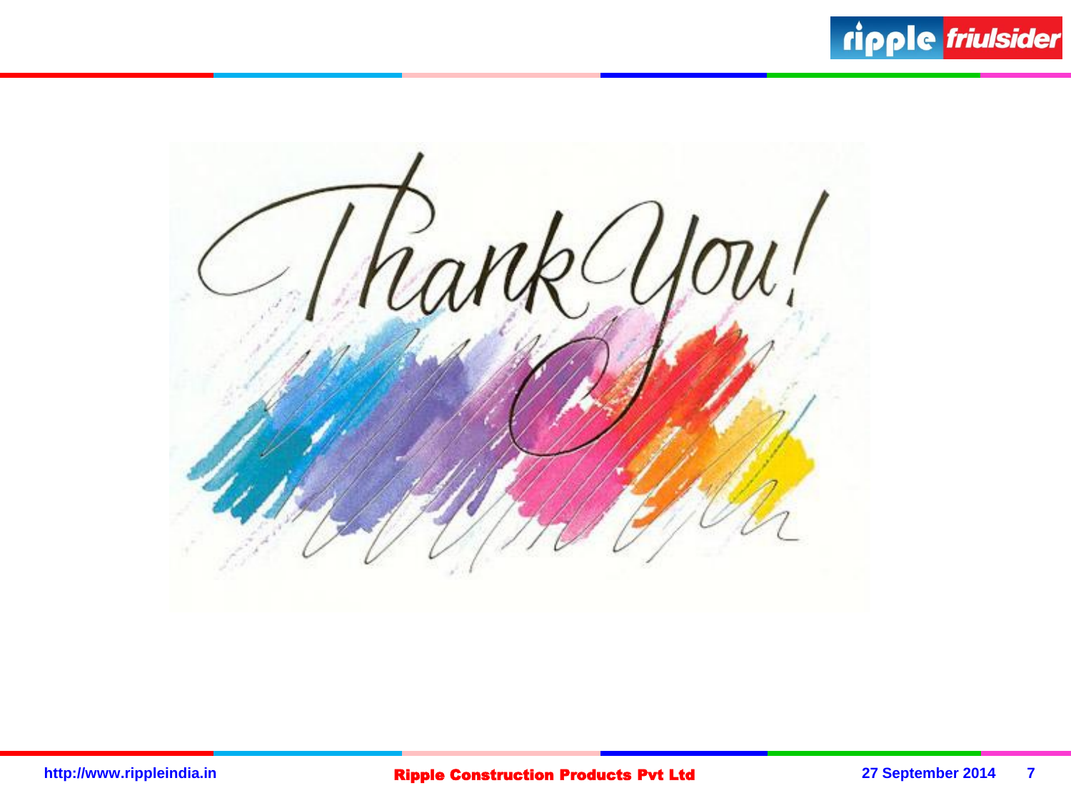Thank You!